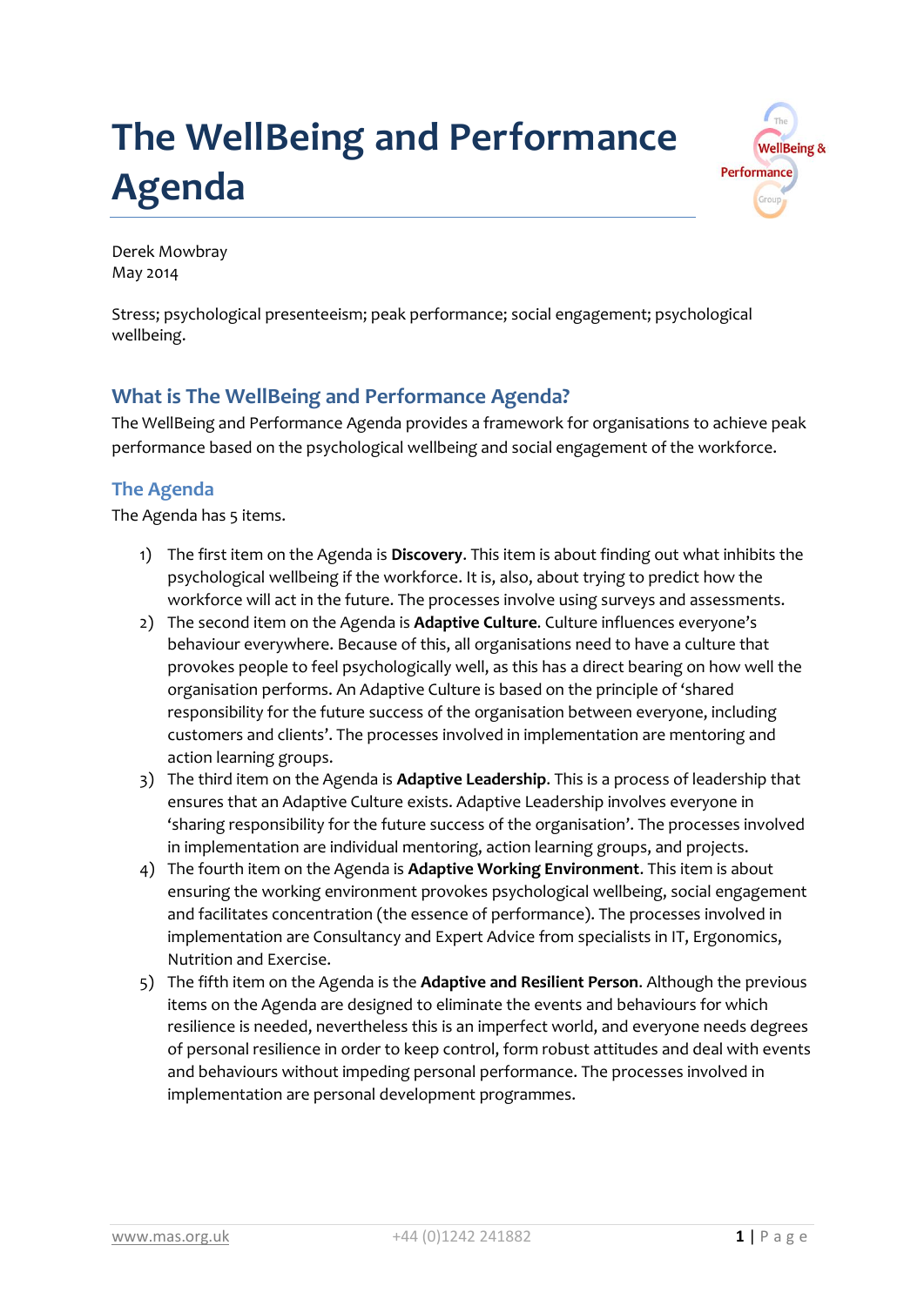# The WellBeing and Performance Agenda

Derek Mowbray
May 2014

Stress; psychological presenteeism; peak performance; social engagement; psychological wellbeing.

## What is The WellBeing and Performance Agenda?

The WellBeing and Performance Agenda provides a framework for organisations to achieve peak performance based on the psychological wellbeing and social engagement of the workforce.

## The Agenda

The Agenda has 5 items.

1) The first item on the Agenda is **Discovery**. This item is about finding out what inhibits the psychological wellbeing if the workforce. It is, also, about trying to predict how the workforce will act in the future. The processes involve using surveys and assessments.
2) The second item on the Agenda is **Adaptive Culture**. Culture influences everyone's behaviour everywhere. Because of this, all organisations need to have a culture that provokes people to feel psychologically well, as this has a direct bearing on how well the organisation performs. An Adaptive Culture is based on the principle of 'shared responsibility for the future success of the organisation between everyone, including customers and clients'. The processes involved in implementation are mentoring and action learning groups.
3) The third item on the Agenda is **Adaptive Leadership**. This is a process of leadership that ensures that an Adaptive Culture exists. Adaptive Leadership involves everyone in 'sharing responsibility for the future success of the organisation'. The processes involved in implementation are individual mentoring, action learning groups, and projects.
4) The fourth item on the Agenda is **Adaptive Working Environment**. This item is about ensuring the working environment provokes psychological wellbeing, social engagement and facilitates concentration (the essence of performance). The processes involved in implementation are Consultancy and Expert Advice from specialists in IT, Ergonomics, Nutrition and Exercise.
5) The fifth item on the Agenda is the **Adaptive and Resilient Person**. Although the previous items on the Agenda are designed to eliminate the events and behaviours for which resilience is needed, nevertheless this is an imperfect world, and everyone needs degrees of personal resilience in order to keep control, form robust attitudes and deal with events and behaviours without impeding personal performance. The processes involved in implementation are personal development programmes.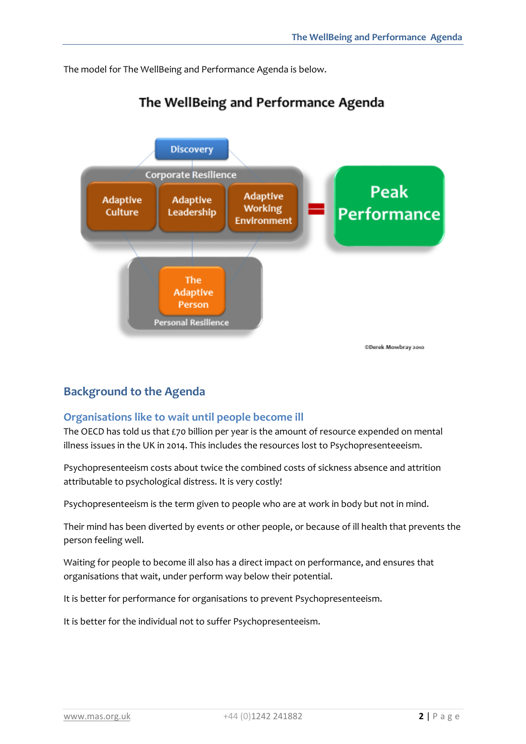The model for The WellBeing and Performance Agenda is below.

The WellBeing and Performance Agenda

Discovery

Corporate Resilience

Adaptive Culture | Adaptive Leadership | Adaptive Working Environment = Peak Performance

The Adaptive Person

Personal Resilience

©Derek Mowbray 2010

## Background to the Agenda

### Organisations like to wait until people become ill

The OECD has told us that £70 billion per year is the amount of resource expended on mental illness issues in the UK in 2014. This includes the resources lost to Psychopresenteeism.

Psychopresenteeism costs about twice the combined costs of sickness absence and attrition attributable to psychological distress. It is very costly!

Psychopresenteeism is the term given to people who are at work in body but not in mind.

Their mind has been diverted by events or other people, or because of ill health that prevents the person feeling well.

Waiting for people to become ill also has a direct impact on performance, and ensures that organisations that wait, under perform way below their potential.

It is better for performance for organisations to prevent Psychopresenteeism.

It is better for the individual not to suffer Psychopresenteeism.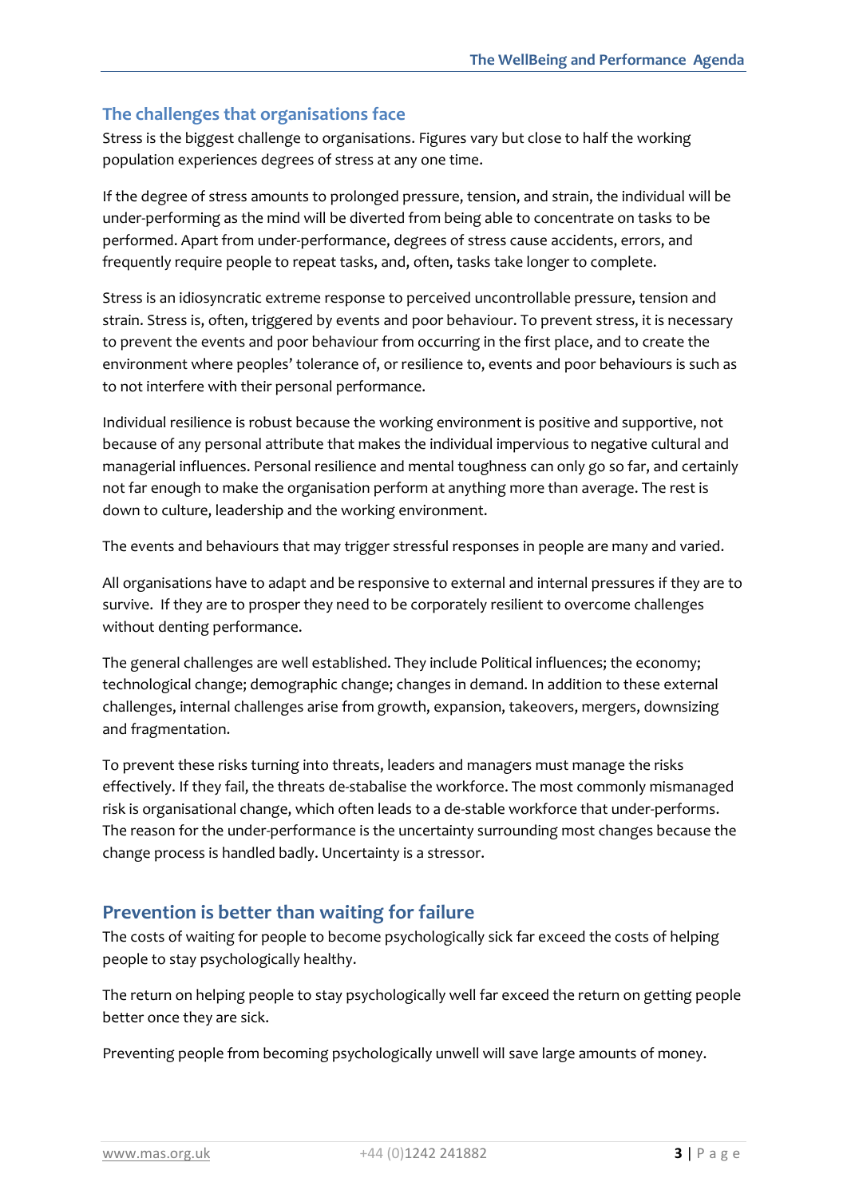## The challenges that organisations face

Stress is the biggest challenge to organisations. Figures vary but close to half the working population experiences degrees of stress at any one time.

If the degree of stress amounts to prolonged pressure, tension, and strain, the individual will be under-performing as the mind will be diverted from being able to concentrate on tasks to be performed. Apart from under-performance, degrees of stress cause accidents, errors, and frequently require people to repeat tasks, and, often, tasks take longer to complete.

Stress is an idiosyncratic extreme response to perceived uncontrollable pressure, tension and strain. Stress is, often, triggered by events and poor behaviour. To prevent stress, it is necessary to prevent the events and poor behaviour from occurring in the first place, and to create the environment where peoples' tolerance of, or resilience to, events and poor behaviours is such as to not interfere with their personal performance.

Individual resilience is robust because the working environment is positive and supportive, not because of any personal attribute that makes the individual impervious to negative cultural and managerial influences. Personal resilience and mental toughness can only go so far, and certainly not far enough to make the organisation perform at anything more than average. The rest is down to culture, leadership and the working environment.

The events and behaviours that may trigger stressful responses in people are many and varied.

All organisations have to adapt and be responsive to external and internal pressures if they are to survive. If they are to prosper they need to be corporately resilient to overcome challenges without denting performance.

The general challenges are well established. They include Political influences; the economy; technological change; demographic change; changes in demand. In addition to these external challenges, internal challenges arise from growth, expansion, takeovers, mergers, downsizing and fragmentation.

To prevent these risks turning into threats, leaders and managers must manage the risks effectively. If they fail, the threats de-stabalise the workforce. The most commonly mismanaged risk is organisational change, which often leads to a de-stable workforce that under-performs. The reason for the under-performance is the uncertainty surrounding most changes because the change process is handled badly. Uncertainty is a stressor.

## Prevention is better than waiting for failure

The costs of waiting for people to become psychologically sick far exceed the costs of helping people to stay psychologically healthy.

The return on helping people to stay psychologically well far exceed the return on getting people better once they are sick.

Preventing people from becoming psychologically unwell will save large amounts of money.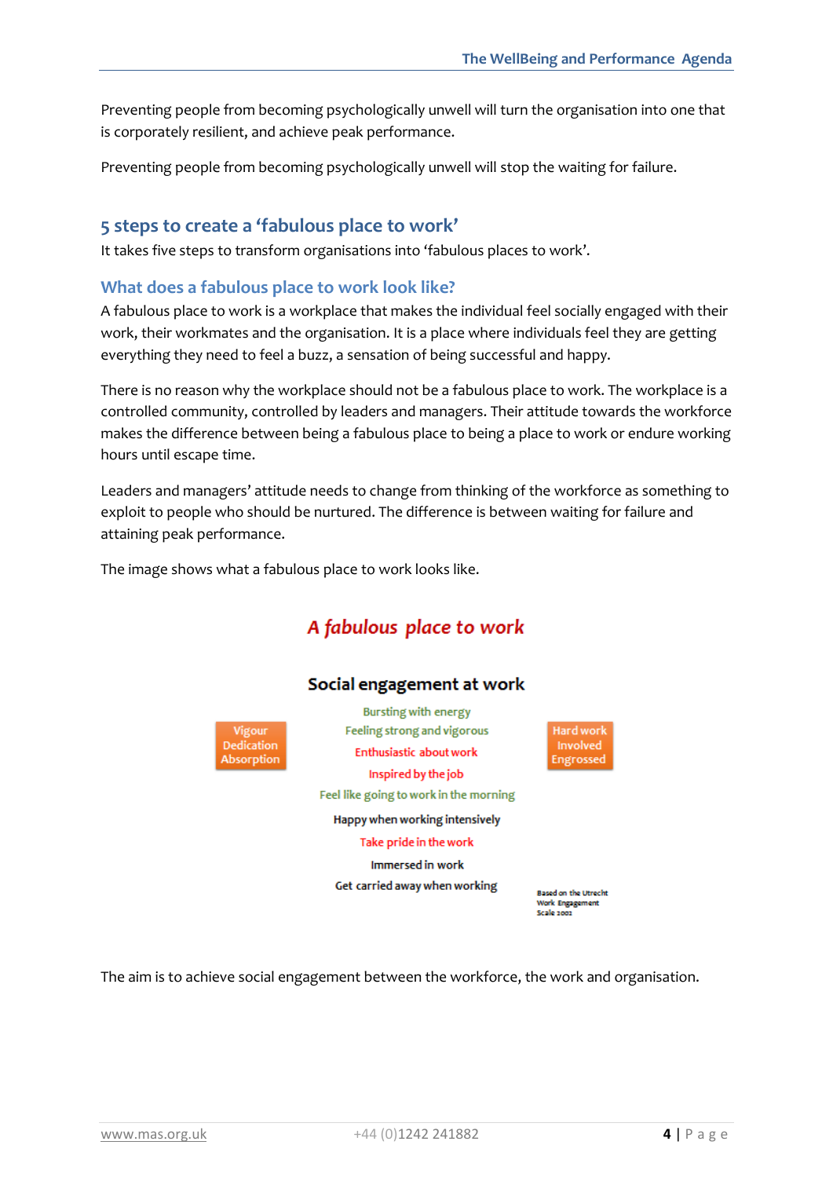Preventing people from becoming psychologically unwell will turn the organisation into one that is corporately resilient, and achieve peak performance.

Preventing people from becoming psychologically unwell will stop the waiting for failure.

## 5 steps to create a 'fabulous place to work'

It takes five steps to transform organisations into 'fabulous places to work'.

### What does a fabulous place to work look like?

A fabulous place to work is a workplace that makes the individual feel socially engaged with their work, their workmates and the organisation. It is a place where individuals feel they are getting everything they need to feel a buzz, a sensation of being successful and happy.

There is no reason why the workplace should not be a fabulous place to work. The workplace is a controlled community, controlled by leaders and managers. Their attitude towards the workforce makes the difference between being a fabulous place to being a place to work or endure working hours until escape time.

Leaders and managers' attitude needs to change from thinking of the workforce as something to exploit to people who should be nurtured. The difference is between waiting for failure and attaining peak performance.

The image shows what a fabulous place to work looks like.

**A fabulous place to work**

**Social engagement at work**

Vigour
Dedication
Absorption

Bursting with energy
Feeling strong and vigorous
Enthusiastic about work
Inspired by the job
Feel like going to work in the morning
Happy when working intensively
Take pride in the work
Immersed in work
Get carried away when working

Hard work
Involved
Engrossed

Based on the Utrecht Work Engagement Scale 2002

The aim is to achieve social engagement between the workforce, the work and organisation.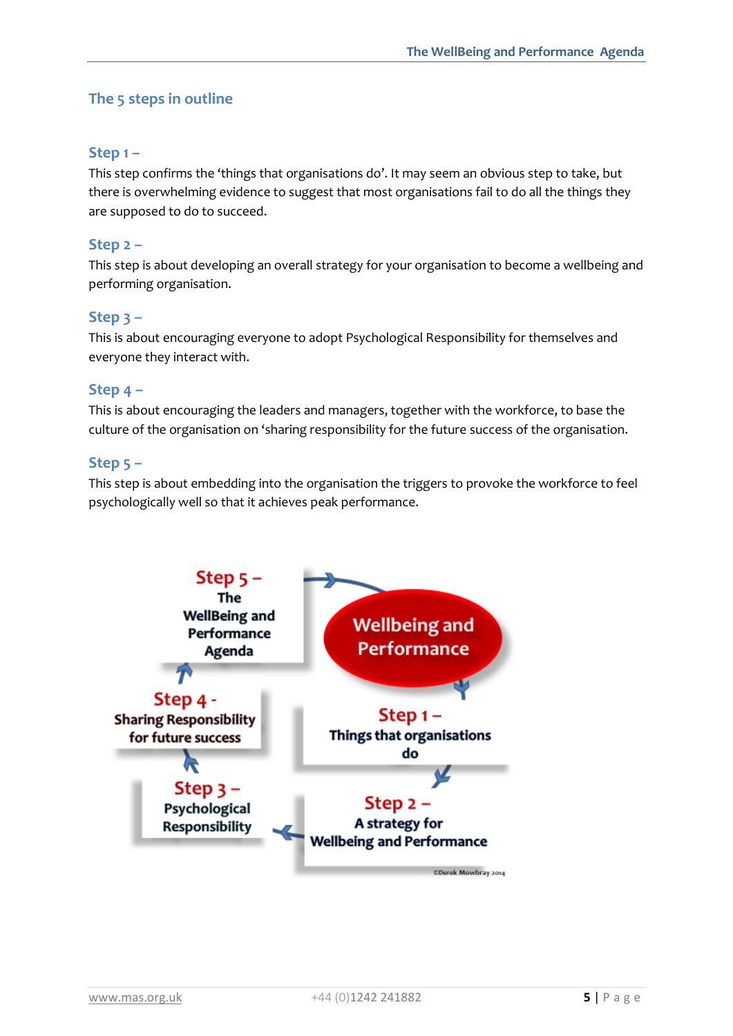## The 5 steps in outline

### Step 1 –

This step confirms the 'things that organisations do'. It may seem an obvious step to take, but there is overwhelming evidence to suggest that most organisations fail to do all the things they are supposed to do to succeed.

### Step 2 –

This step is about developing an overall strategy for your organisation to become a wellbeing and performing organisation.

### Step 3 –

This is about encouraging everyone to adopt Psychological Responsibility for themselves and everyone they interact with.

### Step 4 –

This is about encouraging the leaders and managers, together with the workforce, to base the culture of the organisation on 'sharing responsibility for the future success of the organisation.

### Step 5 –

This step is about embedding into the organisation the triggers to provoke the workforce to feel psychologically well so that it achieves peak performance.

Wellbeing and Performance

Step 1 – Things that organisations do

Step 2 – A strategy for Wellbeing and Performance

Step 3 – Psychological Responsibility

Step 4 - Sharing Responsibility for future success

Step 5 – The WellBeing and Performance Agenda

©Derek Mowbray 2014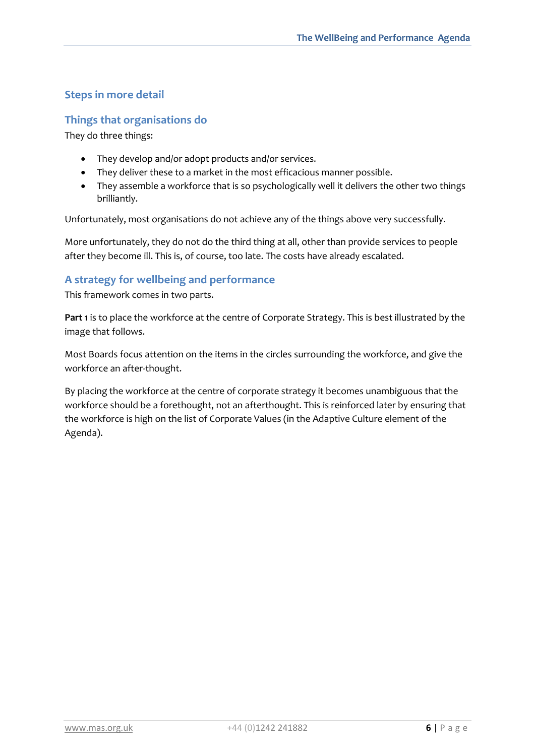## Steps in more detail

### Things that organisations do

They do three things:

- They develop and/or adopt products and/or services.
- They deliver these to a market in the most efficacious manner possible.
- They assemble a workforce that is so psychologically well it delivers the other two things brilliantly.

Unfortunately, most organisations do not achieve any of the things above very successfully.

More unfortunately, they do not do the third thing at all, other than provide services to people after they become ill. This is, of course, too late. The costs have already escalated.

### A strategy for wellbeing and performance

This framework comes in two parts.

**Part 1** is to place the workforce at the centre of Corporate Strategy. This is best illustrated by the image that follows.

Most Boards focus attention on the items in the circles surrounding the workforce, and give the workforce an after-thought.

By placing the workforce at the centre of corporate strategy it becomes unambiguous that the workforce should be a forethought, not an afterthought. This is reinforced later by ensuring that the workforce is high on the list of Corporate Values (in the Adaptive Culture element of the Agenda).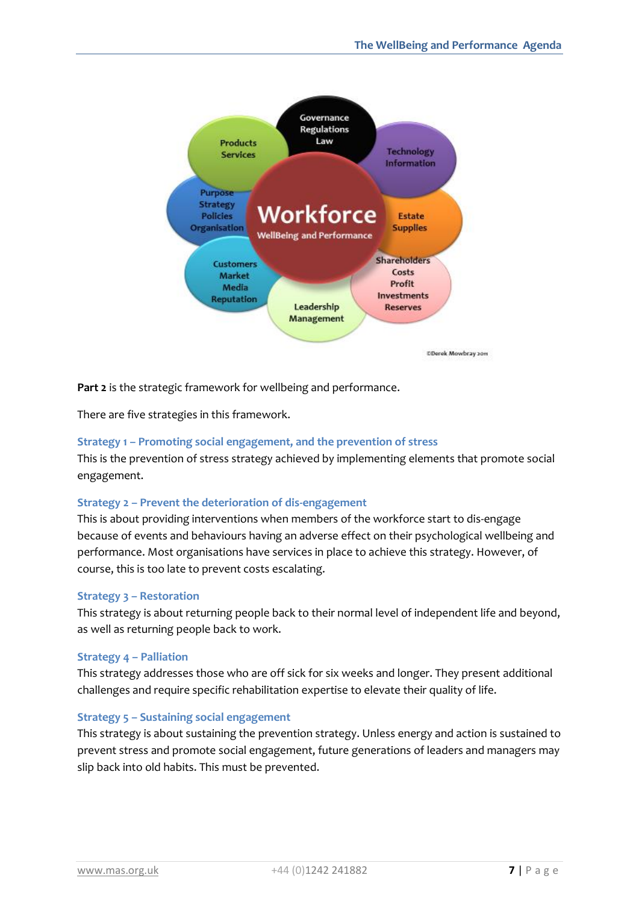Workforce

WellBeing and Performance

Governance Regulations Law

Technology Information

Estate Supplies

Shareholders Costs Profit Investments Reserves

Leadership Management

Customers Market Media Reputation

Purpose Strategy Policies Organisation

Products Services

©Derek Mowbray 2011

**Part 2** is the strategic framework for wellbeing and performance.

There are five strategies in this framework.

### Strategy 1 – Promoting social engagement, and the prevention of stress

This is the prevention of stress strategy achieved by implementing elements that promote social engagement.

### Strategy 2 – Prevent the deterioration of dis-engagement

This is about providing interventions when members of the workforce start to dis-engage because of events and behaviours having an adverse effect on their psychological wellbeing and performance. Most organisations have services in place to achieve this strategy. However, of course, this is too late to prevent costs escalating.

### Strategy 3 – Restoration

This strategy is about returning people back to their normal level of independent life and beyond, as well as returning people back to work.

### Strategy 4 – Palliation

This strategy addresses those who are off sick for six weeks and longer. They present additional challenges and require specific rehabilitation expertise to elevate their quality of life.

### Strategy 5 – Sustaining social engagement

This strategy is about sustaining the prevention strategy. Unless energy and action is sustained to prevent stress and promote social engagement, future generations of leaders and managers may slip back into old habits. This must be prevented.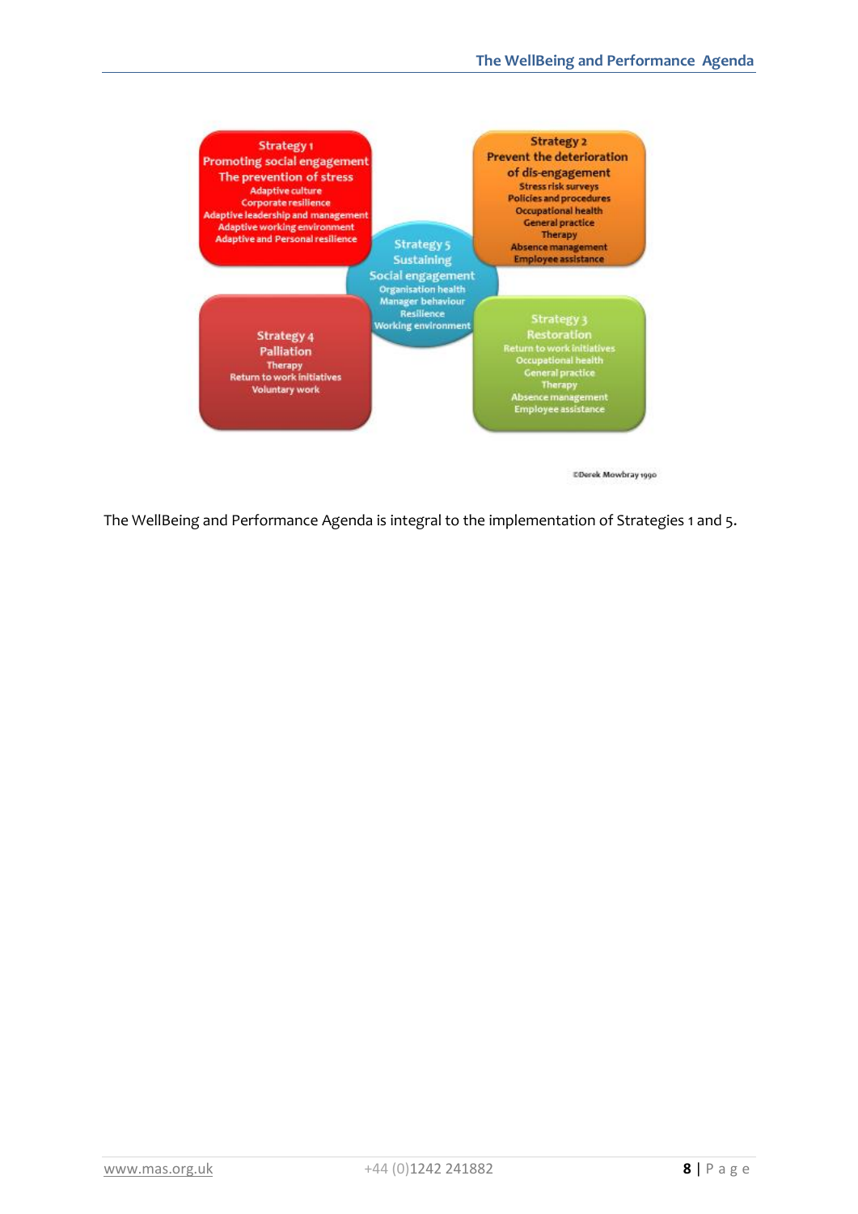**Strategy 1**
**Promoting social engagement**
**The prevention of stress**
- Adaptive culture
- Corporate resilience
- Adaptive leadership and management
- Adaptive working environment
- Adaptive and Personal resilience

**Strategy 2**
**Prevent the deterioration of dis-engagement**
- Stress risk surveys
- Policies and procedures
- Occupational health
- General practice
- Therapy
- Absence management
- Employee assistance

**Strategy 5**
**Sustaining Social engagement**
- Organisation health
- Manager behaviour
- Resilience
- Working environment

**Strategy 4**
**Palliation**
- Therapy
- Return to work initiatives
- Voluntary work

**Strategy 3**
**Restoration**
- Return to work initiatives
- Occupational health
- General practice
- Therapy
- Absence management
- Employee assistance

©Derek Mowbray 1990

The WellBeing and Performance Agenda is integral to the implementation of Strategies 1 and 5.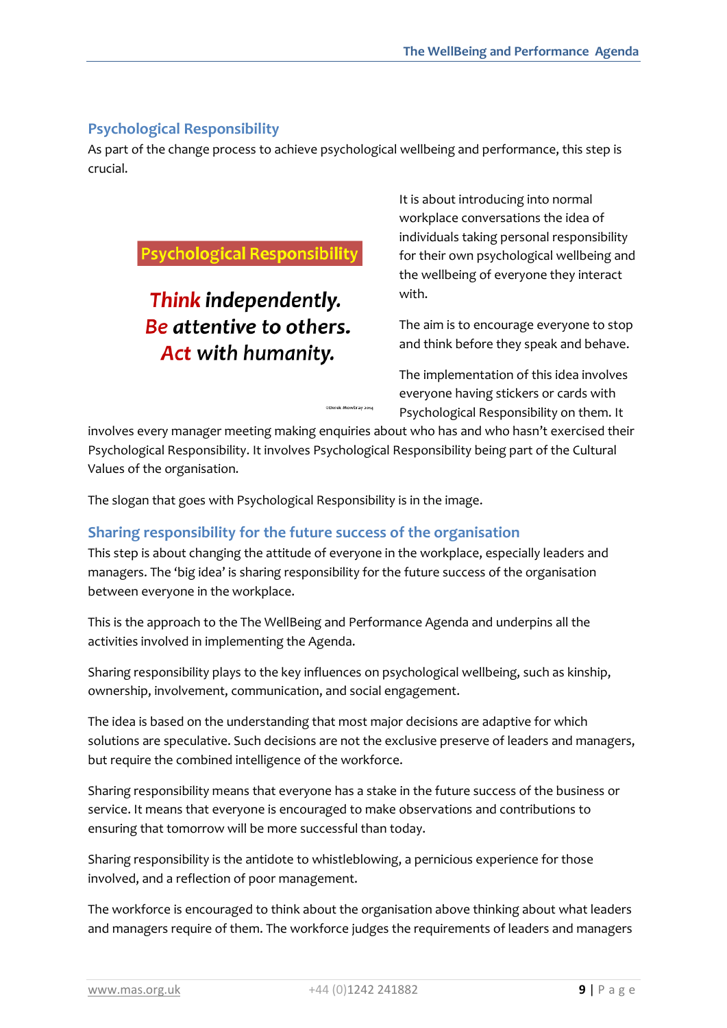## Psychological Responsibility

As part of the change process to achieve psychological wellbeing and performance, this step is crucial.

**Psychological Responsibility**

***Think independently.***
***Be attentive to others.***
***Act with humanity.***

©Derek Mowbray 2014

It is about introducing into normal workplace conversations the idea of individuals taking personal responsibility for their own psychological wellbeing and the wellbeing of everyone they interact with.

The aim is to encourage everyone to stop and think before they speak and behave.

The implementation of this idea involves everyone having stickers or cards with Psychological Responsibility on them. It involves every manager meeting making enquiries about who has and who hasn't exercised their Psychological Responsibility. It involves Psychological Responsibility being part of the Cultural Values of the organisation.

The slogan that goes with Psychological Responsibility is in the image.

## Sharing responsibility for the future success of the organisation

This step is about changing the attitude of everyone in the workplace, especially leaders and managers. The 'big idea' is sharing responsibility for the future success of the organisation between everyone in the workplace.

This is the approach to the The WellBeing and Performance Agenda and underpins all the activities involved in implementing the Agenda.

Sharing responsibility plays to the key influences on psychological wellbeing, such as kinship, ownership, involvement, communication, and social engagement.

The idea is based on the understanding that most major decisions are adaptive for which solutions are speculative. Such decisions are not the exclusive preserve of leaders and managers, but require the combined intelligence of the workforce.

Sharing responsibility means that everyone has a stake in the future success of the business or service. It means that everyone is encouraged to make observations and contributions to ensuring that tomorrow will be more successful than today.

Sharing responsibility is the antidote to whistleblowing, a pernicious experience for those involved, and a reflection of poor management.

The workforce is encouraged to think about the organisation above thinking about what leaders and managers require of them. The workforce judges the requirements of leaders and managers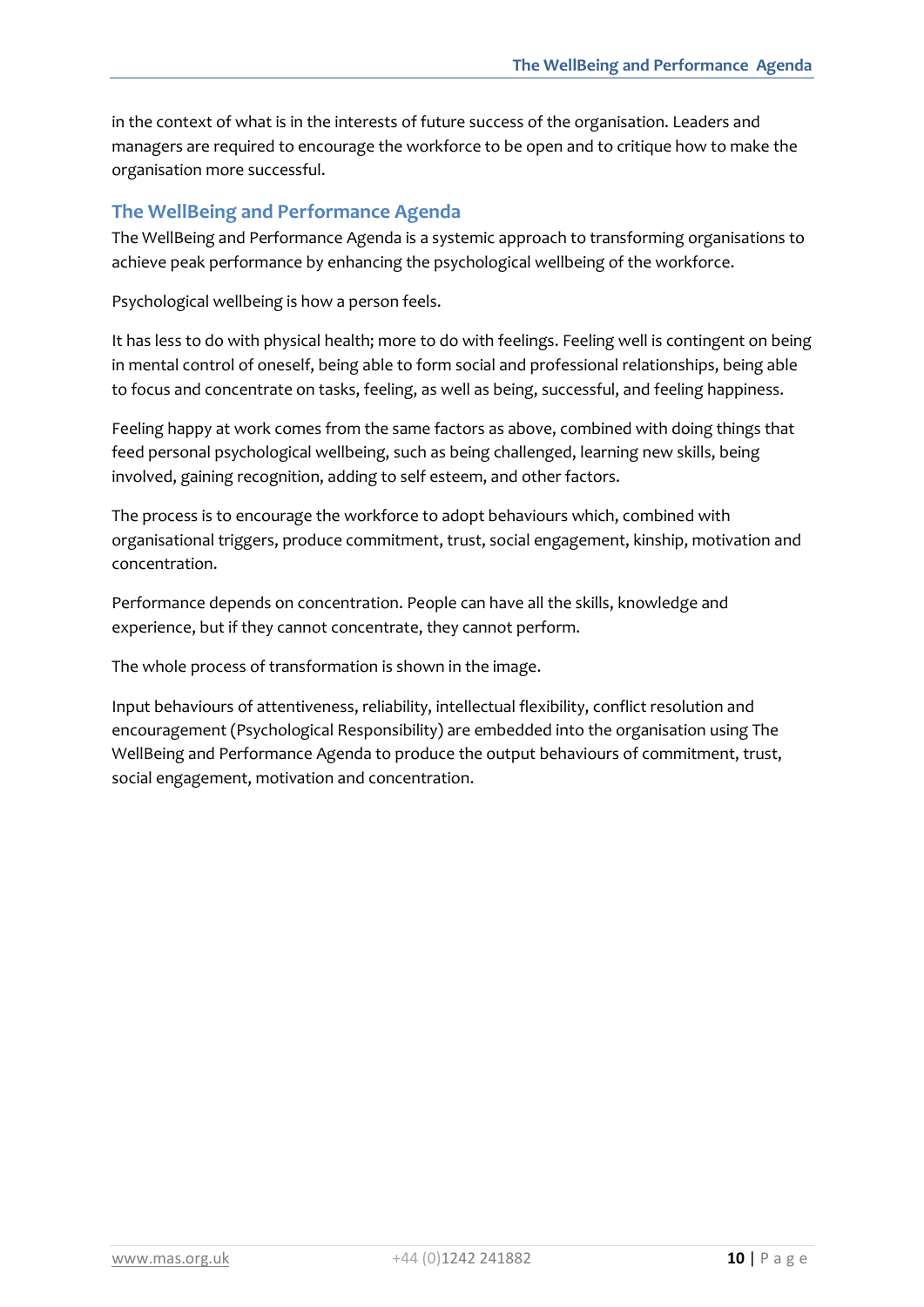in the context of what is in the interests of future success of the organisation. Leaders and managers are required to encourage the workforce to be open and to critique how to make the organisation more successful.

## The WellBeing and Performance Agenda

The WellBeing and Performance Agenda is a systemic approach to transforming organisations to achieve peak performance by enhancing the psychological wellbeing of the workforce.

Psychological wellbeing is how a person feels.

It has less to do with physical health; more to do with feelings. Feeling well is contingent on being in mental control of oneself, being able to form social and professional relationships, being able to focus and concentrate on tasks, feeling, as well as being, successful, and feeling happiness.

Feeling happy at work comes from the same factors as above, combined with doing things that feed personal psychological wellbeing, such as being challenged, learning new skills, being involved, gaining recognition, adding to self esteem, and other factors.

The process is to encourage the workforce to adopt behaviours which, combined with organisational triggers, produce commitment, trust, social engagement, kinship, motivation and concentration.

Performance depends on concentration. People can have all the skills, knowledge and experience, but if they cannot concentrate, they cannot perform.

The whole process of transformation is shown in the image.

Input behaviours of attentiveness, reliability, intellectual flexibility, conflict resolution and encouragement (Psychological Responsibility) are embedded into the organisation using The WellBeing and Performance Agenda to produce the output behaviours of commitment, trust, social engagement, motivation and concentration.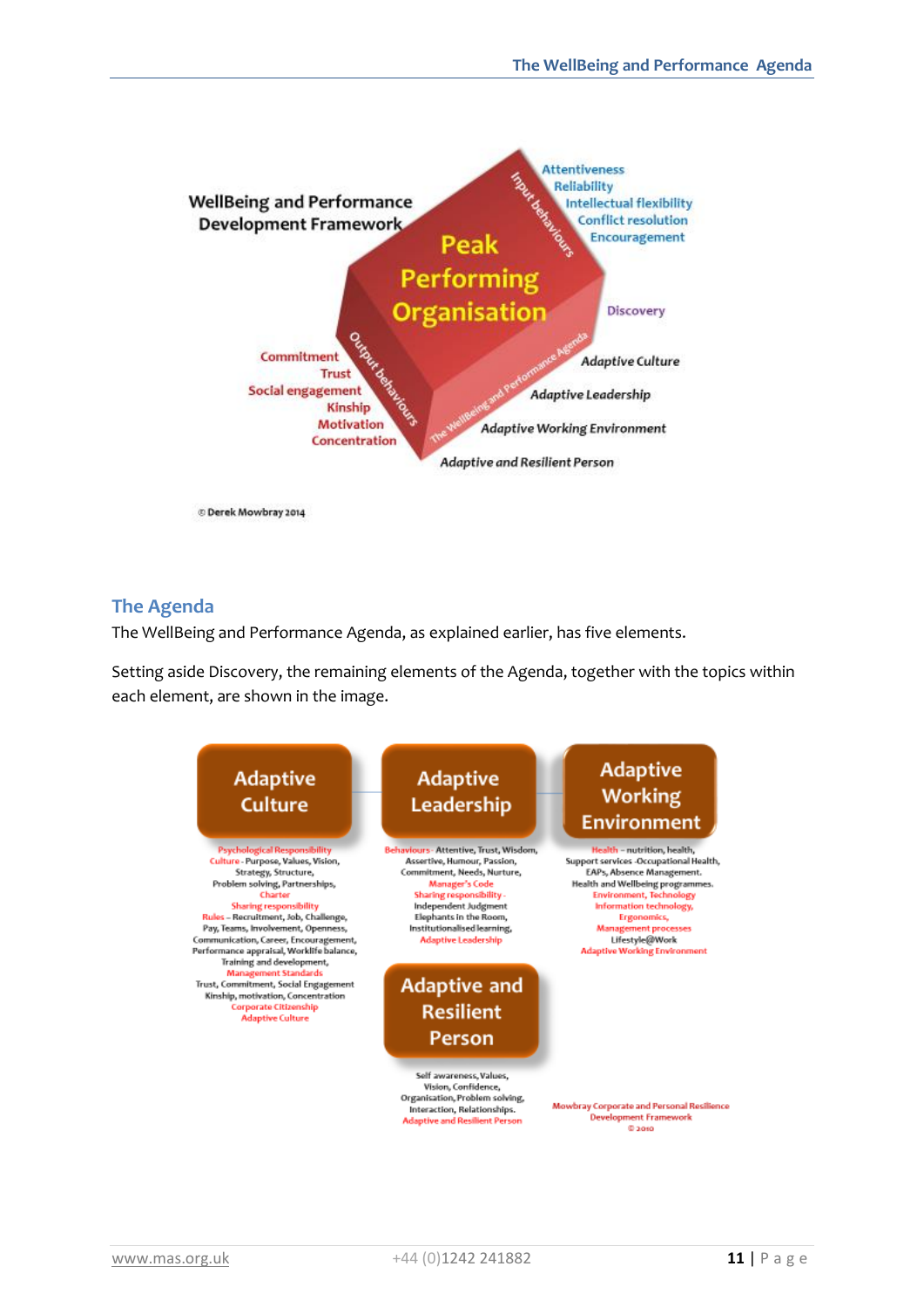WellBeing and Performance Development Framework

Peak Performing Organisation

Input behaviours: Attentiveness, Reliability, Intellectual flexibility, Conflict resolution, Encouragement

Discovery

The WellBeing and Performance Agenda: Adaptive Culture, Adaptive Leadership, Adaptive Working Environment, Adaptive and Resilient Person

Output behaviours: Commitment, Trust, Social engagement, Kinship, Motivation, Concentration

© Derek Mowbray 2014

## The Agenda

The WellBeing and Performance Agenda, as explained earlier, has five elements.

Setting aside Discovery, the remaining elements of the Agenda, together with the topics within each element, are shown in the image.

**Adaptive Culture**

Psychological Responsibility
Culture - Purpose, Values, Vision, Strategy, Structure, Problem solving, Partnerships,
Charter
Sharing responsibility
Rules – Recruitment, Job, Challenge, Pay, Teams, Involvement, Openness, Communication, Career, Encouragement, Performance appraisal, Worklife balance, Training and development,
Management Standards
Trust, Commitment, Social Engagement Kinship, motivation, Concentration
Corporate Citizenship
Adaptive Culture

**Adaptive Leadership**

Behaviours - Attentive, Trust, Wisdom, Assertive, Humour, Passion, Commitment, Needs, Nurture,
Manager's Code
Sharing responsibility -
Independent Judgment
Elephants in the Room,
Institutionalised learning,
Adaptive Leadership

**Adaptive Working Environment**

Health – nutrition, health,
Support services -Occupational Health, EAPs, Absence Management.
Health and Wellbeing programmes.
Environment, Technology
Information technology,
Ergonomics,
Management processes
Lifestyle@Work
Adaptive Working Environment

**Adaptive and Resilient Person**

Self awareness, Values, Vision, Confidence, Organisation, Problem solving, Interaction, Relationships.
Adaptive and Resilient Person

Mowbray Corporate and Personal Resilience Development Framework
© 2010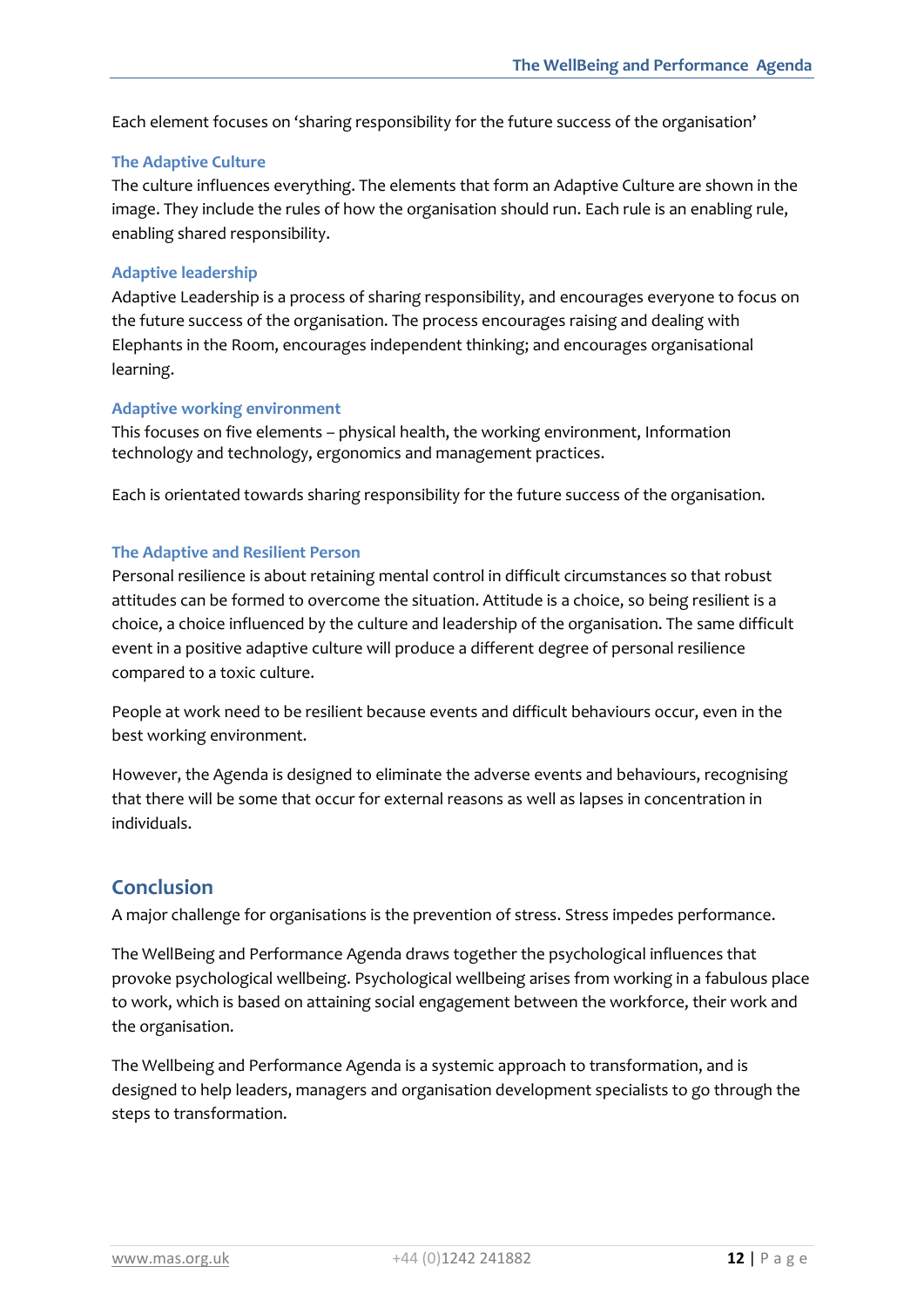Each element focuses on 'sharing responsibility for the future success of the organisation'

### The Adaptive Culture

The culture influences everything. The elements that form an Adaptive Culture are shown in the image. They include the rules of how the organisation should run. Each rule is an enabling rule, enabling shared responsibility.

### Adaptive leadership

Adaptive Leadership is a process of sharing responsibility, and encourages everyone to focus on the future success of the organisation. The process encourages raising and dealing with Elephants in the Room, encourages independent thinking; and encourages organisational learning.

### Adaptive working environment

This focuses on five elements – physical health, the working environment, Information technology and technology, ergonomics and management practices.

Each is orientated towards sharing responsibility for the future success of the organisation.

### The Adaptive and Resilient Person

Personal resilience is about retaining mental control in difficult circumstances so that robust attitudes can be formed to overcome the situation. Attitude is a choice, so being resilient is a choice, a choice influenced by the culture and leadership of the organisation. The same difficult event in a positive adaptive culture will produce a different degree of personal resilience compared to a toxic culture.

People at work need to be resilient because events and difficult behaviours occur, even in the best working environment.

However, the Agenda is designed to eliminate the adverse events and behaviours, recognising that there will be some that occur for external reasons as well as lapses in concentration in individuals.

## Conclusion

A major challenge for organisations is the prevention of stress. Stress impedes performance.

The WellBeing and Performance Agenda draws together the psychological influences that provoke psychological wellbeing. Psychological wellbeing arises from working in a fabulous place to work, which is based on attaining social engagement between the workforce, their work and the organisation.

The Wellbeing and Performance Agenda is a systemic approach to transformation, and is designed to help leaders, managers and organisation development specialists to go through the steps to transformation.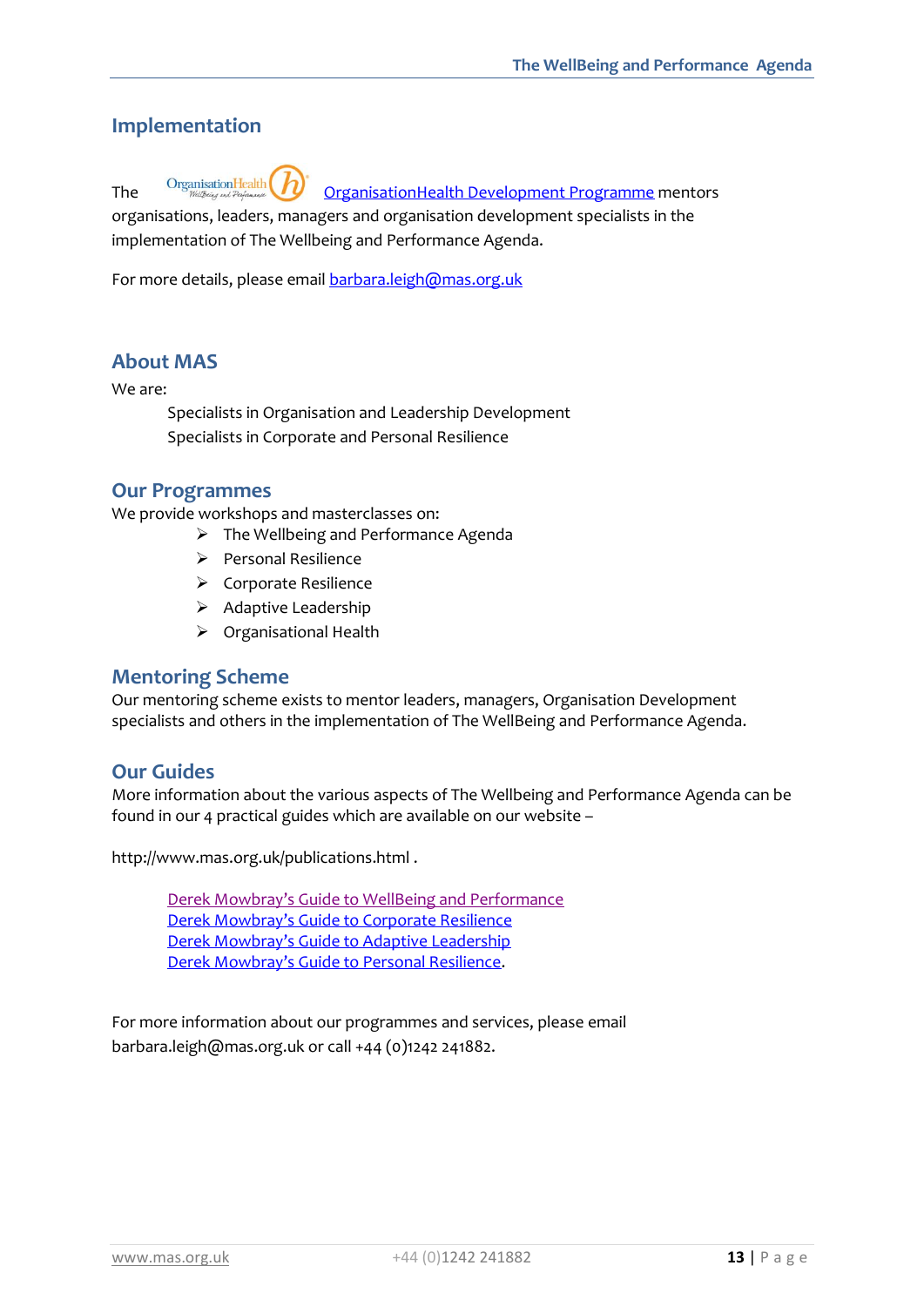## Implementation

The OrganisationHealth Development Programme mentors organisations, leaders, managers and organisation development specialists in the implementation of The Wellbeing and Performance Agenda.

For more details, please email barbara.leigh@mas.org.uk

## About MAS

We are:

Specialists in Organisation and Leadership Development
Specialists in Corporate and Personal Resilience

## Our Programmes

We provide workshops and masterclasses on:

- The Wellbeing and Performance Agenda
- Personal Resilience
- Corporate Resilience
- Adaptive Leadership
- Organisational Health

## Mentoring Scheme

Our mentoring scheme exists to mentor leaders, managers, Organisation Development specialists and others in the implementation of The WellBeing and Performance Agenda.

## Our Guides

More information about the various aspects of The Wellbeing and Performance Agenda can be found in our 4 practical guides which are available on our website –

http://www.mas.org.uk/publications.html .

Derek Mowbray's Guide to WellBeing and Performance
Derek Mowbray's Guide to Corporate Resilience
Derek Mowbray's Guide to Adaptive Leadership
Derek Mowbray's Guide to Personal Resilience.

For more information about our programmes and services, please email barbara.leigh@mas.org.uk or call +44 (0)1242 241882.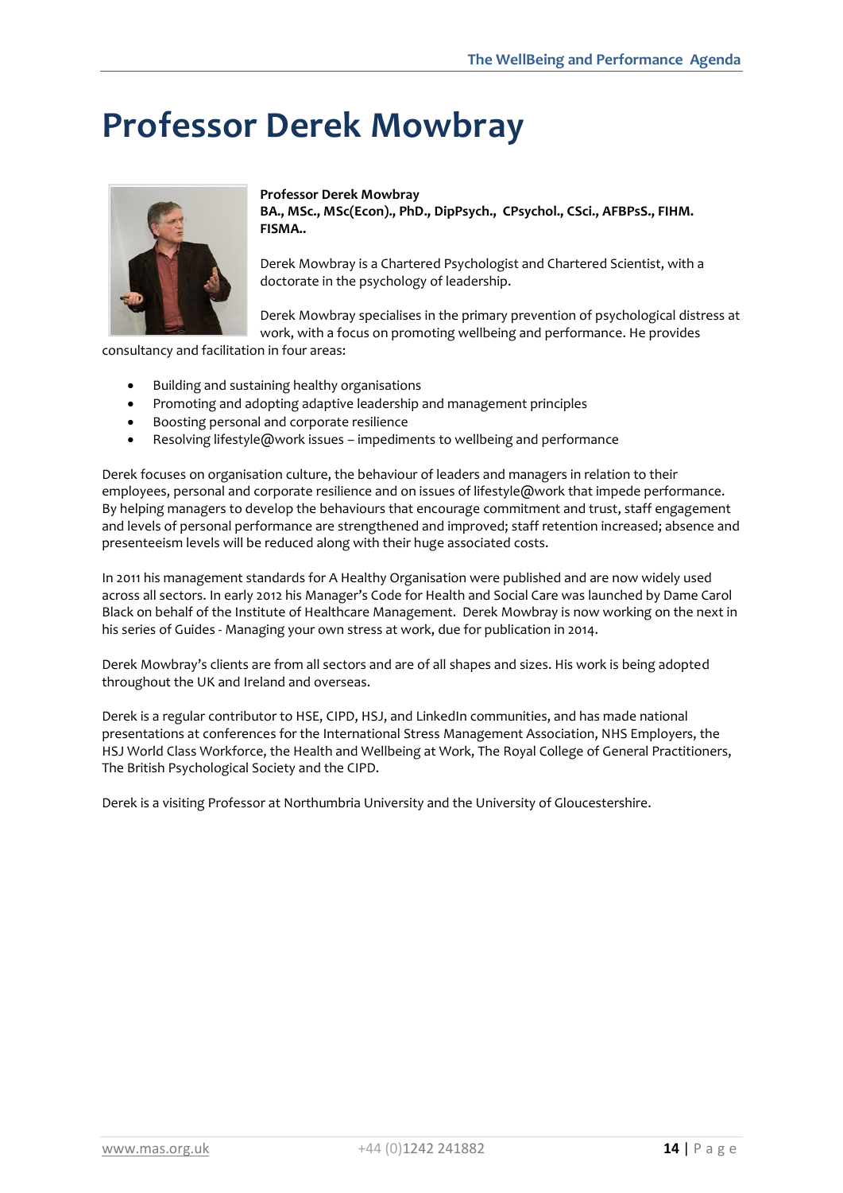# Professor Derek Mowbray

**Professor Derek Mowbray**
**BA., MSc., MSc(Econ)., PhD., DipPsych., CPsychol., CSci., AFBPsS., FIHM. FISMA..**

Derek Mowbray is a Chartered Psychologist and Chartered Scientist, with a doctorate in the psychology of leadership.

Derek Mowbray specialises in the primary prevention of psychological distress at work, with a focus on promoting wellbeing and performance. He provides consultancy and facilitation in four areas:

- Building and sustaining healthy organisations
- Promoting and adopting adaptive leadership and management principles
- Boosting personal and corporate resilience
- Resolving lifestyle@work issues – impediments to wellbeing and performance

Derek focuses on organisation culture, the behaviour of leaders and managers in relation to their employees, personal and corporate resilience and on issues of lifestyle@work that impede performance. By helping managers to develop the behaviours that encourage commitment and trust, staff engagement and levels of personal performance are strengthened and improved; staff retention increased; absence and presenteeism levels will be reduced along with their huge associated costs.

In 2011 his management standards for A Healthy Organisation were published and are now widely used across all sectors. In early 2012 his Manager's Code for Health and Social Care was launched by Dame Carol Black on behalf of the Institute of Healthcare Management. Derek Mowbray is now working on the next in his series of Guides - Managing your own stress at work, due for publication in 2014.

Derek Mowbray's clients are from all sectors and are of all shapes and sizes. His work is being adopted throughout the UK and Ireland and overseas.

Derek is a regular contributor to HSE, CIPD, HSJ, and LinkedIn communities, and has made national presentations at conferences for the International Stress Management Association, NHS Employers, the HSJ World Class Workforce, the Health and Wellbeing at Work, The Royal College of General Practitioners, The British Psychological Society and the CIPD.

Derek is a visiting Professor at Northumbria University and the University of Gloucestershire.